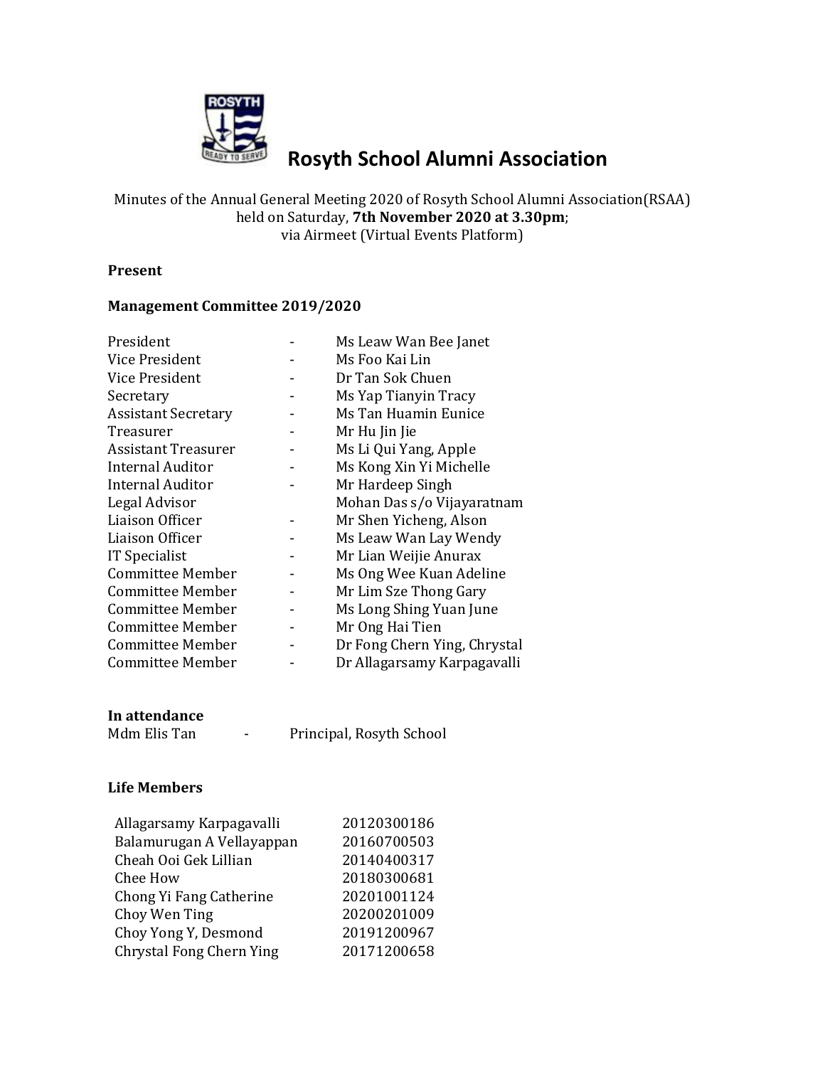# Rosyth School Alumni Association

Minutes of the Annual General Meeting 2020 of Rosyth School Alumni Association(RSAA) held on Saturday, **7th November 2020 at 3.30pm**; via Airmeet (Virtual Events Platform)

**Present**

**Management Committee 2019/2020**

| | | |
|---|---|---|
| President | - | Ms Leaw Wan Bee Janet |
| Vice President | - | Ms Foo Kai Lin |
| Vice President | - | Dr Tan Sok Chuen |
| Secretary | - | Ms Yap Tianyin Tracy |
| Assistant Secretary | - | Ms Tan Huamin Eunice |
| Treasurer | - | Mr Hu Jin Jie |
| Assistant Treasurer | - | Ms Li Qui Yang, Apple |
| Internal Auditor | - | Ms Kong Xin Yi Michelle |
| Internal Auditor | - | Mr Hardeep Singh |
| Legal Advisor | | Mohan Das s/o Vijayaratnam |
| Liaison Officer | - | Mr Shen Yicheng, Alson |
| Liaison Officer | - | Ms Leaw Wan Lay Wendy |
| IT Specialist | - | Mr Lian Weijie Anurax |
| Committee Member | - | Ms Ong Wee Kuan Adeline |
| Committee Member | - | Mr Lim Sze Thong Gary |
| Committee Member | - | Ms Long Shing Yuan June |
| Committee Member | - | Mr Ong Hai Tien |
| Committee Member | - | Dr Fong Chern Ying, Chrystal |
| Committee Member | - | Dr Allagarsamy Karpagavalli |

**In attendance**

Mdm Elis Tan - Principal, Rosyth School

**Life Members**

| | |
|---|---|
| Allagarsamy Karpagavalli | 20120300186 |
| Balamurugan A Vellayappan | 20160700503 |
| Cheah Ooi Gek Lillian | 20140400317 |
| Chee How | 20180300681 |
| Chong Yi Fang Catherine | 20201001124 |
| Choy Wen Ting | 20200201009 |
| Choy Yong Y, Desmond | 20191200967 |
| Chrystal Fong Chern Ying | 20171200658 |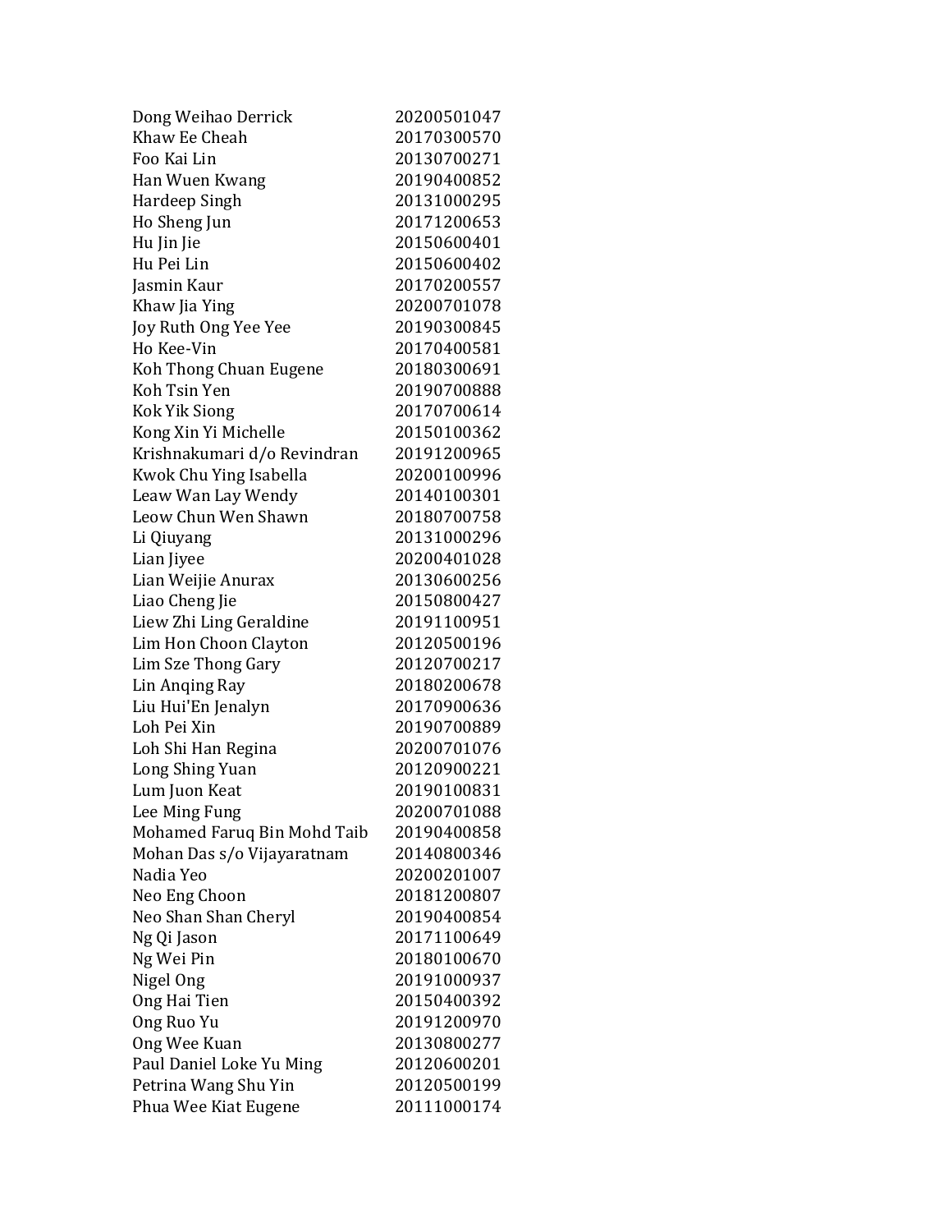| | |
|---|---|
| Dong Weihao Derrick | 20200501047 |
| Khaw Ee Cheah | 20170300570 |
| Foo Kai Lin | 20130700271 |
| Han Wuen Kwang | 20190400852 |
| Hardeep Singh | 20131000295 |
| Ho Sheng Jun | 20171200653 |
| Hu Jin Jie | 20150600401 |
| Hu Pei Lin | 20150600402 |
| Jasmin Kaur | 20170200557 |
| Khaw Jia Ying | 20200701078 |
| Joy Ruth Ong Yee Yee | 20190300845 |
| Ho Kee-Vin | 20170400581 |
| Koh Thong Chuan Eugene | 20180300691 |
| Koh Tsin Yen | 20190700888 |
| Kok Yik Siong | 20170700614 |
| Kong Xin Yi Michelle | 20150100362 |
| Krishnakumari d/o Revindran | 20191200965 |
| Kwok Chu Ying Isabella | 20200100996 |
| Leaw Wan Lay Wendy | 20140100301 |
| Leow Chun Wen Shawn | 20180700758 |
| Li Qiuyang | 20131000296 |
| Lian Jiyee | 20200401028 |
| Lian Weijie Anurax | 20130600256 |
| Liao Cheng Jie | 20150800427 |
| Liew Zhi Ling Geraldine | 20191100951 |
| Lim Hon Choon Clayton | 20120500196 |
| Lim Sze Thong Gary | 20120700217 |
| Lin Anqing Ray | 20180200678 |
| Liu Hui'En Jenalyn | 20170900636 |
| Loh Pei Xin | 20190700889 |
| Loh Shi Han Regina | 20200701076 |
| Long Shing Yuan | 20120900221 |
| Lum Juon Keat | 20190100831 |
| Lee Ming Fung | 20200701088 |
| Mohamed Faruq Bin Mohd Taib | 20190400858 |
| Mohan Das s/o Vijayaratnam | 20140800346 |
| Nadia Yeo | 20200201007 |
| Neo Eng Choon | 20181200807 |
| Neo Shan Shan Cheryl | 20190400854 |
| Ng Qi Jason | 20171100649 |
| Ng Wei Pin | 20180100670 |
| Nigel Ong | 20191000937 |
| Ong Hai Tien | 20150400392 |
| Ong Ruo Yu | 20191200970 |
| Ong Wee Kuan | 20130800277 |
| Paul Daniel Loke Yu Ming | 20120600201 |
| Petrina Wang Shu Yin | 20120500199 |
| Phua Wee Kiat Eugene | 20111000174 |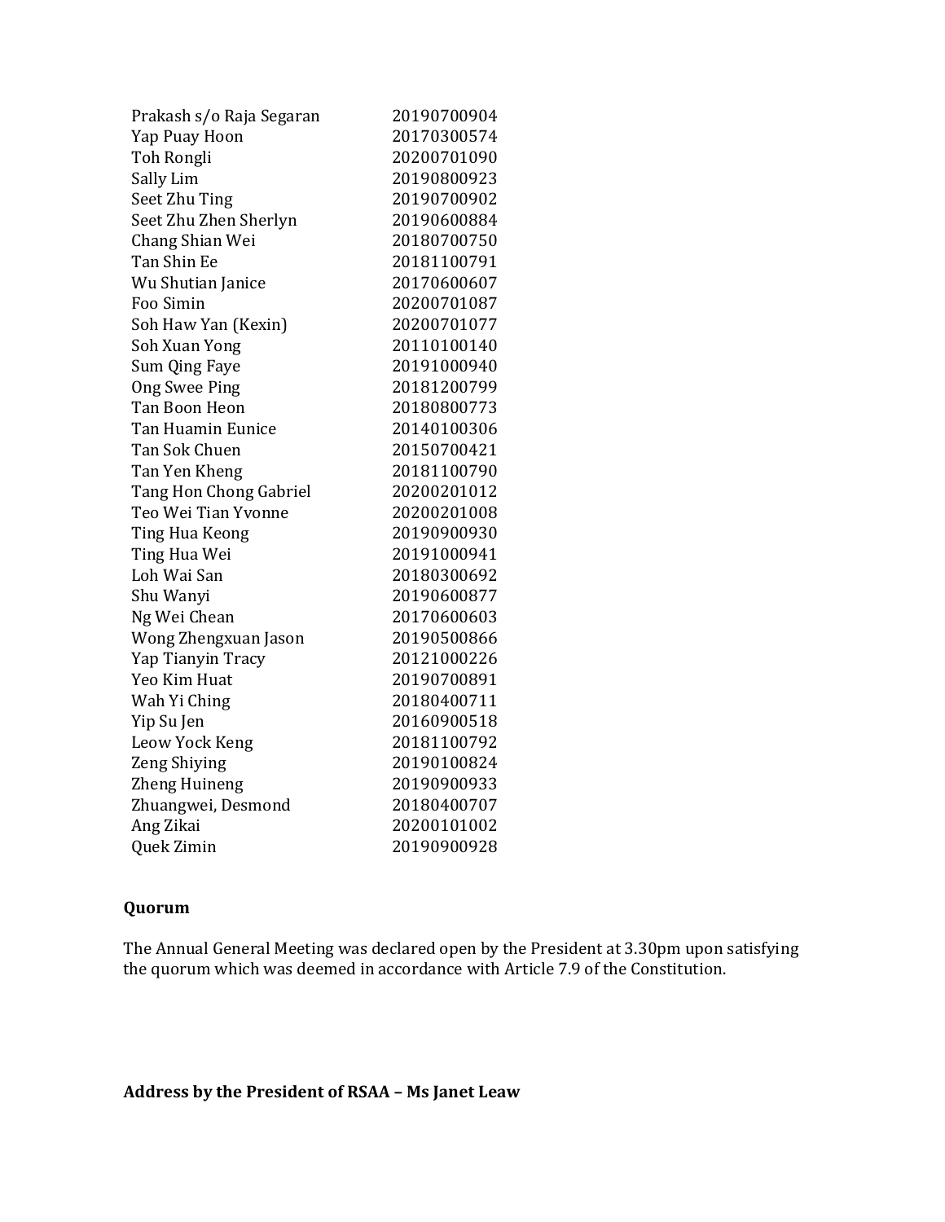| | |
|---|---|
| Prakash s/o Raja Segaran | 20190700904 |
| Yap Puay Hoon | 20170300574 |
| Toh Rongli | 20200701090 |
| Sally Lim | 20190800923 |
| Seet Zhu Ting | 20190700902 |
| Seet Zhu Zhen Sherlyn | 20190600884 |
| Chang Shian Wei | 20180700750 |
| Tan Shin Ee | 20181100791 |
| Wu Shutian Janice | 20170600607 |
| Foo Simin | 20200701087 |
| Soh Haw Yan (Kexin) | 20200701077 |
| Soh Xuan Yong | 20110100140 |
| Sum Qing Faye | 20191000940 |
| Ong Swee Ping | 20181200799 |
| Tan Boon Heon | 20180800773 |
| Tan Huamin Eunice | 20140100306 |
| Tan Sok Chuen | 20150700421 |
| Tan Yen Kheng | 20181100790 |
| Tang Hon Chong Gabriel | 20200201012 |
| Teo Wei Tian Yvonne | 20200201008 |
| Ting Hua Keong | 20190900930 |
| Ting Hua Wei | 20191000941 |
| Loh Wai San | 20180300692 |
| Shu Wanyi | 20190600877 |
| Ng Wei Chean | 20170600603 |
| Wong Zhengxuan Jason | 20190500866 |
| Yap Tianyin Tracy | 20121000226 |
| Yeo Kim Huat | 20190700891 |
| Wah Yi Ching | 20180400711 |
| Yip Su Jen | 20160900518 |
| Leow Yock Keng | 20181100792 |
| Zeng Shiying | 20190100824 |
| Zheng Huineng | 20190900933 |
| Zhuangwei, Desmond | 20180400707 |
| Ang Zikai | 20200101002 |
| Quek Zimin | 20190900928 |

**Quorum**

The Annual General Meeting was declared open by the President at 3.30pm upon satisfying the quorum which was deemed in accordance with Article 7.9 of the Constitution.

**Address by the President of RSAA – Ms Janet Leaw**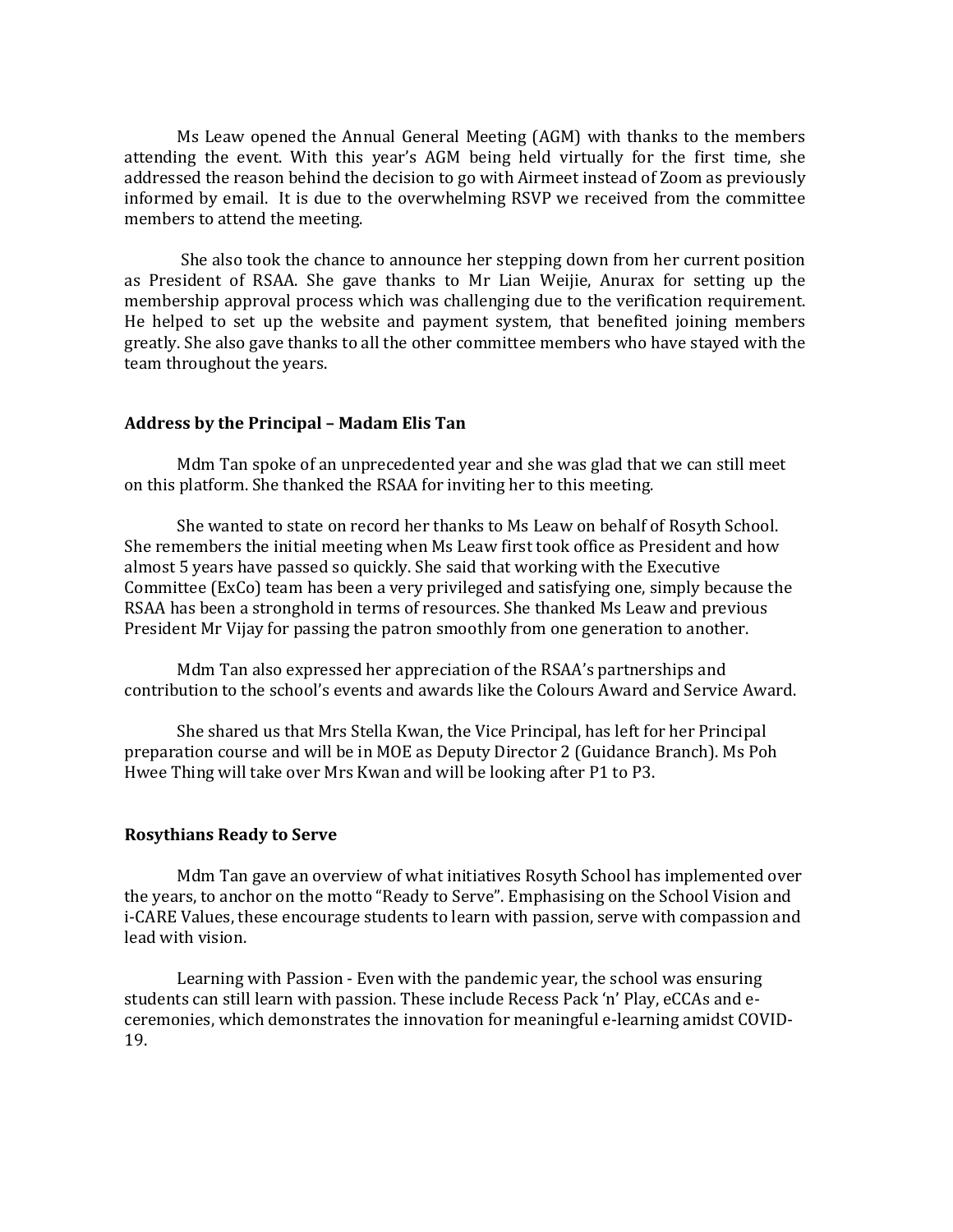Ms Leaw opened the Annual General Meeting (AGM) with thanks to the members attending the event. With this year's AGM being held virtually for the first time, she addressed the reason behind the decision to go with Airmeet instead of Zoom as previously informed by email. It is due to the overwhelming RSVP we received from the committee members to attend the meeting.

She also took the chance to announce her stepping down from her current position as President of RSAA. She gave thanks to Mr Lian Weijie, Anurax for setting up the membership approval process which was challenging due to the verification requirement. He helped to set up the website and payment system, that benefited joining members greatly. She also gave thanks to all the other committee members who have stayed with the team throughout the years.

### Address by the Principal – Madam Elis Tan

Mdm Tan spoke of an unprecedented year and she was glad that we can still meet on this platform. She thanked the RSAA for inviting her to this meeting.

She wanted to state on record her thanks to Ms Leaw on behalf of Rosyth School. She remembers the initial meeting when Ms Leaw first took office as President and how almost 5 years have passed so quickly. She said that working with the Executive Committee (ExCo) team has been a very privileged and satisfying one, simply because the RSAA has been a stronghold in terms of resources. She thanked Ms Leaw and previous President Mr Vijay for passing the patron smoothly from one generation to another.

Mdm Tan also expressed her appreciation of the RSAA's partnerships and contribution to the school's events and awards like the Colours Award and Service Award.

She shared us that Mrs Stella Kwan, the Vice Principal, has left for her Principal preparation course and will be in MOE as Deputy Director 2 (Guidance Branch). Ms Poh Hwee Thing will take over Mrs Kwan and will be looking after P1 to P3.

### Rosythians Ready to Serve

Mdm Tan gave an overview of what initiatives Rosyth School has implemented over the years, to anchor on the motto "Ready to Serve". Emphasising on the School Vision and i-CARE Values, these encourage students to learn with passion, serve with compassion and lead with vision.

Learning with Passion - Even with the pandemic year, the school was ensuring students can still learn with passion. These include Recess Pack 'n' Play, eCCAs and e-ceremonies, which demonstrates the innovation for meaningful e-learning amidst COVID-19.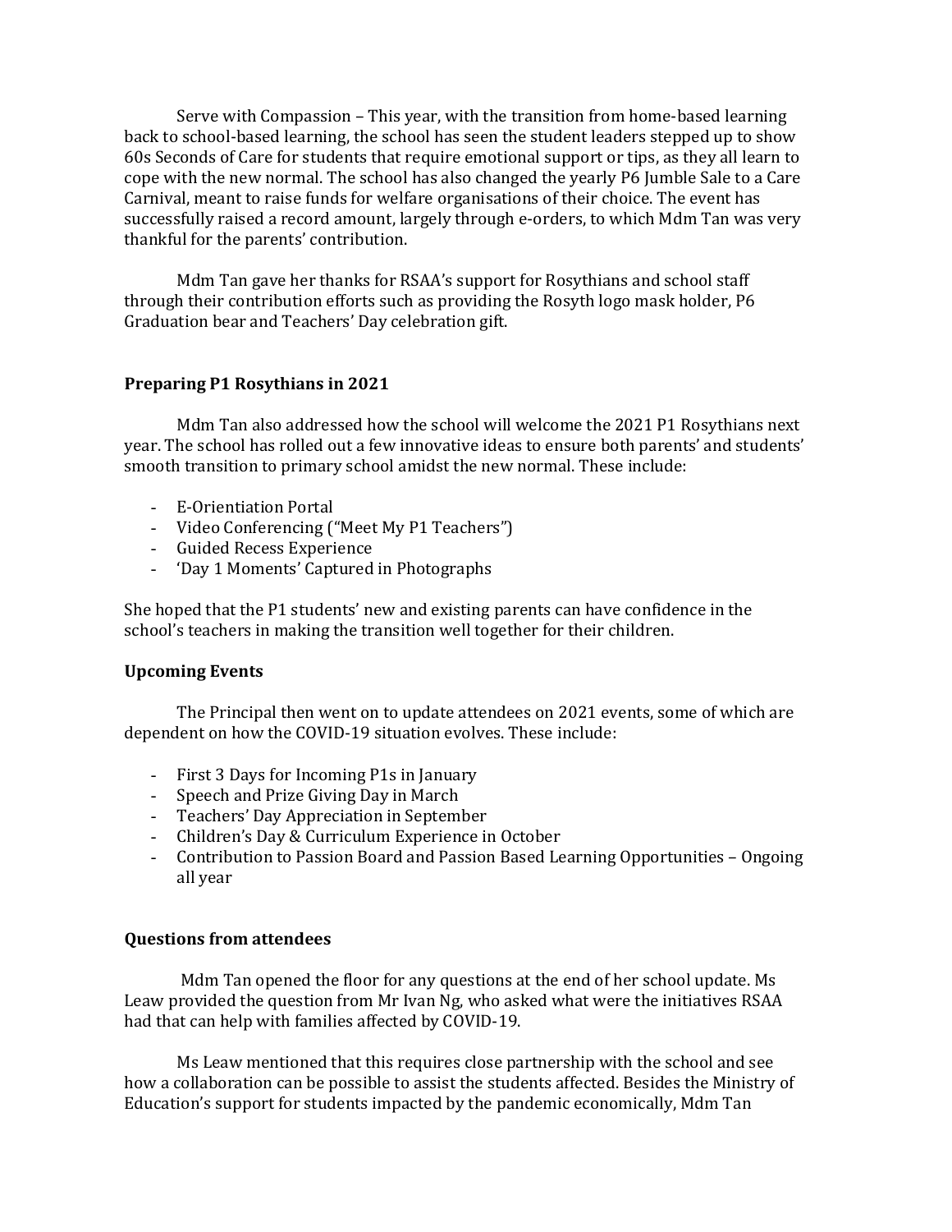Serve with Compassion – This year, with the transition from home-based learning back to school-based learning, the school has seen the student leaders stepped up to show 60s Seconds of Care for students that require emotional support or tips, as they all learn to cope with the new normal. The school has also changed the yearly P6 Jumble Sale to a Care Carnival, meant to raise funds for welfare organisations of their choice. The event has successfully raised a record amount, largely through e-orders, to which Mdm Tan was very thankful for the parents' contribution.

Mdm Tan gave her thanks for RSAA's support for Rosythians and school staff through their contribution efforts such as providing the Rosyth logo mask holder, P6 Graduation bear and Teachers' Day celebration gift.

**Preparing P1 Rosythians in 2021**

Mdm Tan also addressed how the school will welcome the 2021 P1 Rosythians next year. The school has rolled out a few innovative ideas to ensure both parents' and students' smooth transition to primary school amidst the new normal. These include:

- E-Orientiation Portal
- Video Conferencing ("Meet My P1 Teachers")
- Guided Recess Experience
- 'Day 1 Moments' Captured in Photographs

She hoped that the P1 students' new and existing parents can have confidence in the school's teachers in making the transition well together for their children.

**Upcoming Events**

The Principal then went on to update attendees on 2021 events, some of which are dependent on how the COVID-19 situation evolves. These include:

- First 3 Days for Incoming P1s in January
- Speech and Prize Giving Day in March
- Teachers' Day Appreciation in September
- Children's Day & Curriculum Experience in October
- Contribution to Passion Board and Passion Based Learning Opportunities – Ongoing all year

**Questions from attendees**

Mdm Tan opened the floor for any questions at the end of her school update. Ms Leaw provided the question from Mr Ivan Ng, who asked what were the initiatives RSAA had that can help with families affected by COVID-19.

Ms Leaw mentioned that this requires close partnership with the school and see how a collaboration can be possible to assist the students affected. Besides the Ministry of Education's support for students impacted by the pandemic economically, Mdm Tan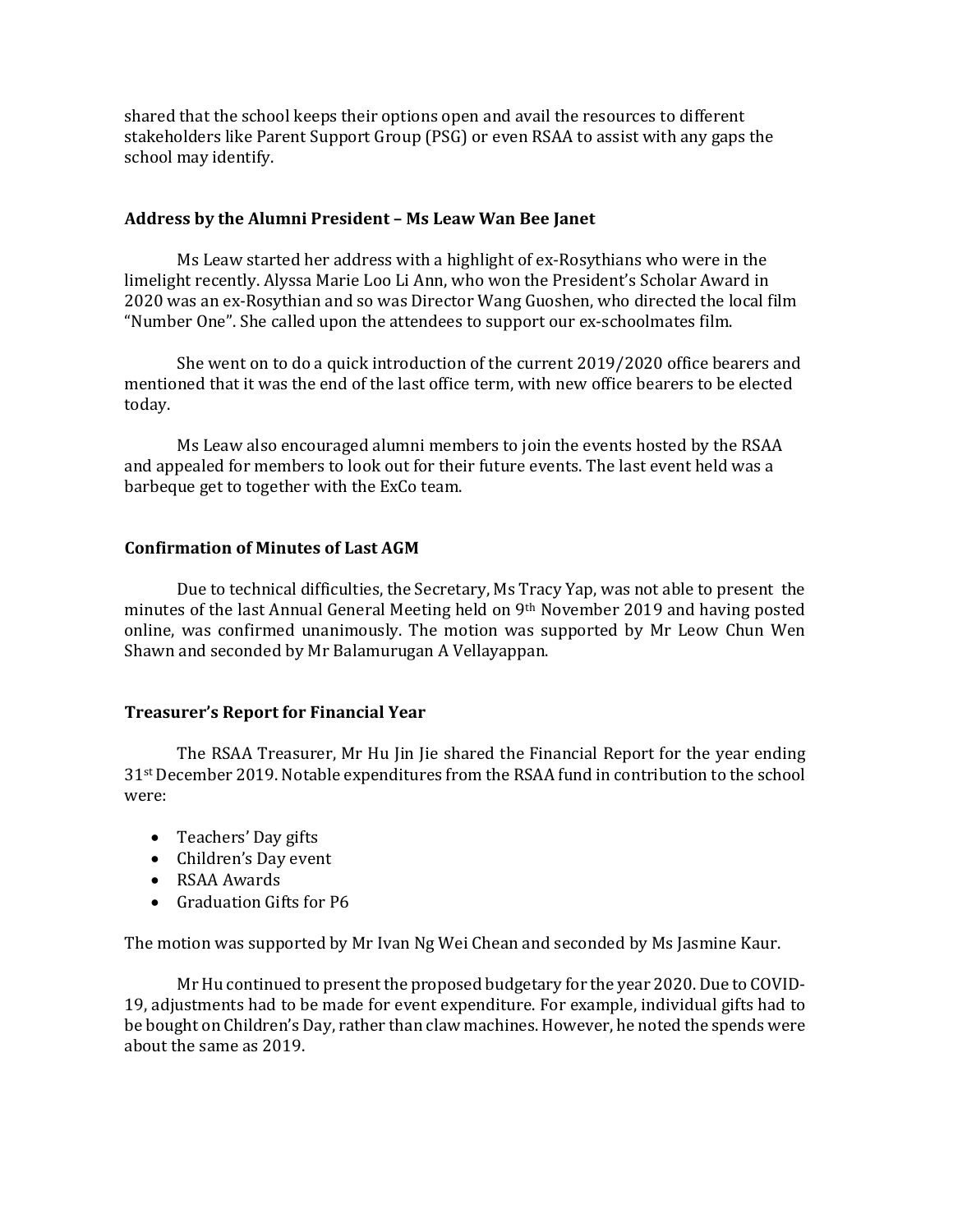shared that the school keeps their options open and avail the resources to different stakeholders like Parent Support Group (PSG) or even RSAA to assist with any gaps the school may identify.

### Address by the Alumni President – Ms Leaw Wan Bee Janet

Ms Leaw started her address with a highlight of ex-Rosythians who were in the limelight recently. Alyssa Marie Loo Li Ann, who won the President's Scholar Award in 2020 was an ex-Rosythian and so was Director Wang Guoshen, who directed the local film "Number One". She called upon the attendees to support our ex-schoolmates film.

She went on to do a quick introduction of the current 2019/2020 office bearers and mentioned that it was the end of the last office term, with new office bearers to be elected today.

Ms Leaw also encouraged alumni members to join the events hosted by the RSAA and appealed for members to look out for their future events. The last event held was a barbeque get to together with the ExCo team.

### Confirmation of Minutes of Last AGM

Due to technical difficulties, the Secretary, Ms Tracy Yap, was not able to present the minutes of the last Annual General Meeting held on 9th November 2019 and having posted online, was confirmed unanimously. The motion was supported by Mr Leow Chun Wen Shawn and seconded by Mr Balamurugan A Vellayappan.

### Treasurer's Report for Financial Year

The RSAA Treasurer, Mr Hu Jin Jie shared the Financial Report for the year ending 31st December 2019. Notable expenditures from the RSAA fund in contribution to the school were:

- Teachers' Day gifts
- Children's Day event
- RSAA Awards
- Graduation Gifts for P6

The motion was supported by Mr Ivan Ng Wei Chean and seconded by Ms Jasmine Kaur.

Mr Hu continued to present the proposed budgetary for the year 2020. Due to COVID-19, adjustments had to be made for event expenditure. For example, individual gifts had to be bought on Children's Day, rather than claw machines. However, he noted the spends were about the same as 2019.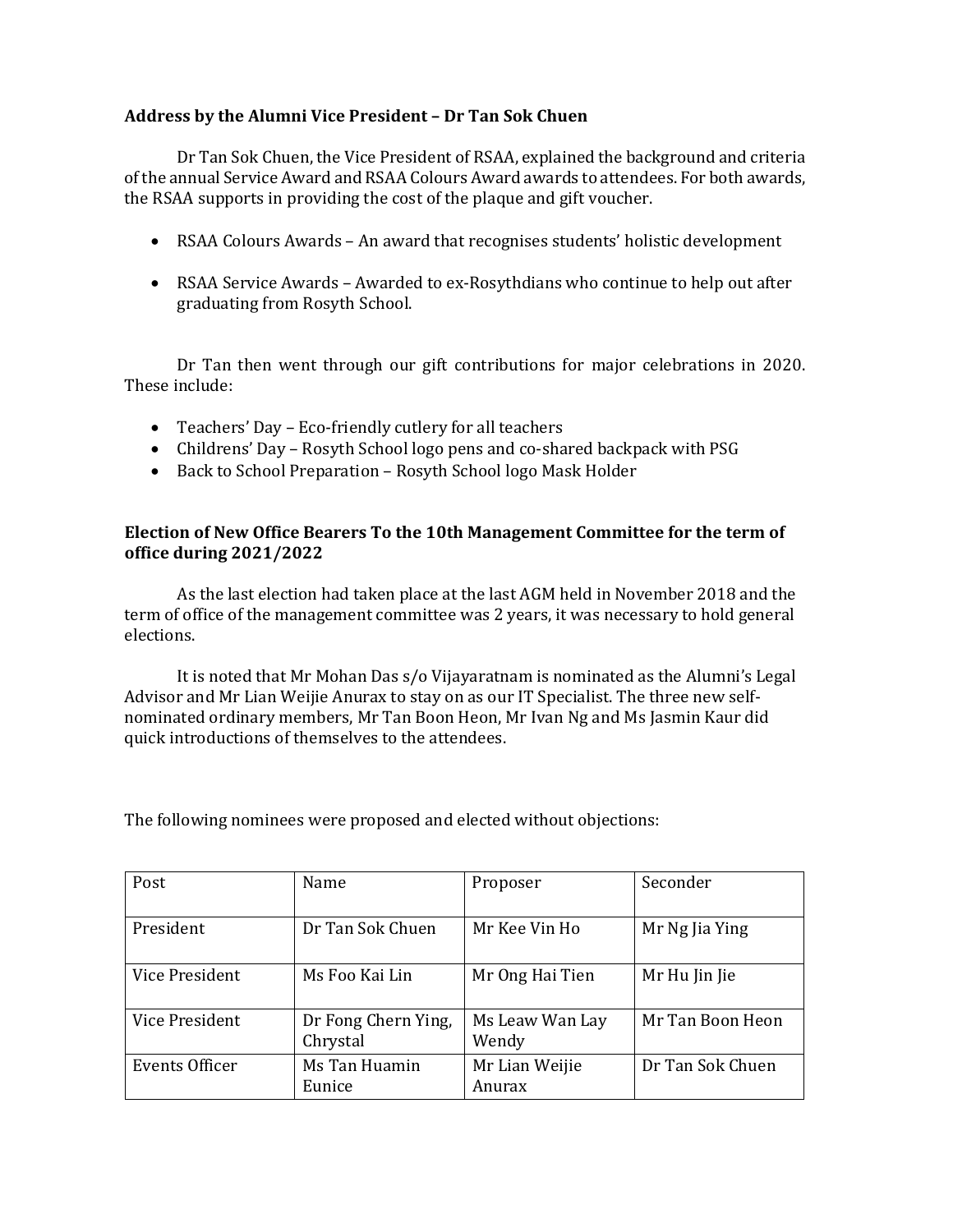**Address by the Alumni Vice President – Dr Tan Sok Chuen**

Dr Tan Sok Chuen, the Vice President of RSAA, explained the background and criteria of the annual Service Award and RSAA Colours Award awards to attendees. For both awards, the RSAA supports in providing the cost of the plaque and gift voucher.

- RSAA Colours Awards – An award that recognises students' holistic development
- RSAA Service Awards – Awarded to ex-Rosythdians who continue to help out after graduating from Rosyth School.

Dr Tan then went through our gift contributions for major celebrations in 2020. These include:

- Teachers' Day – Eco-friendly cutlery for all teachers
- Childrens' Day – Rosyth School logo pens and co-shared backpack with PSG
- Back to School Preparation – Rosyth School logo Mask Holder

**Election of New Office Bearers To the 10th Management Committee for the term of office during 2021/2022**

As the last election had taken place at the last AGM held in November 2018 and the term of office of the management committee was 2 years, it was necessary to hold general elections.

It is noted that Mr Mohan Das s/o Vijayaratnam is nominated as the Alumni's Legal Advisor and Mr Lian Weijie Anurax to stay on as our IT Specialist. The three new self-nominated ordinary members, Mr Tan Boon Heon, Mr Ivan Ng and Ms Jasmin Kaur did quick introductions of themselves to the attendees.

The following nominees were proposed and elected without objections:

| Post | Name | Proposer | Seconder |
|---|---|---|---|
| President | Dr Tan Sok Chuen | Mr Kee Vin Ho | Mr Ng Jia Ying |
| Vice President | Ms Foo Kai Lin | Mr Ong Hai Tien | Mr Hu Jin Jie |
| Vice President | Dr Fong Chern Ying, Chrystal | Ms Leaw Wan Lay Wendy | Mr Tan Boon Heon |
| Events Officer | Ms Tan Huamin Eunice | Mr Lian Weijie Anurax | Dr Tan Sok Chuen |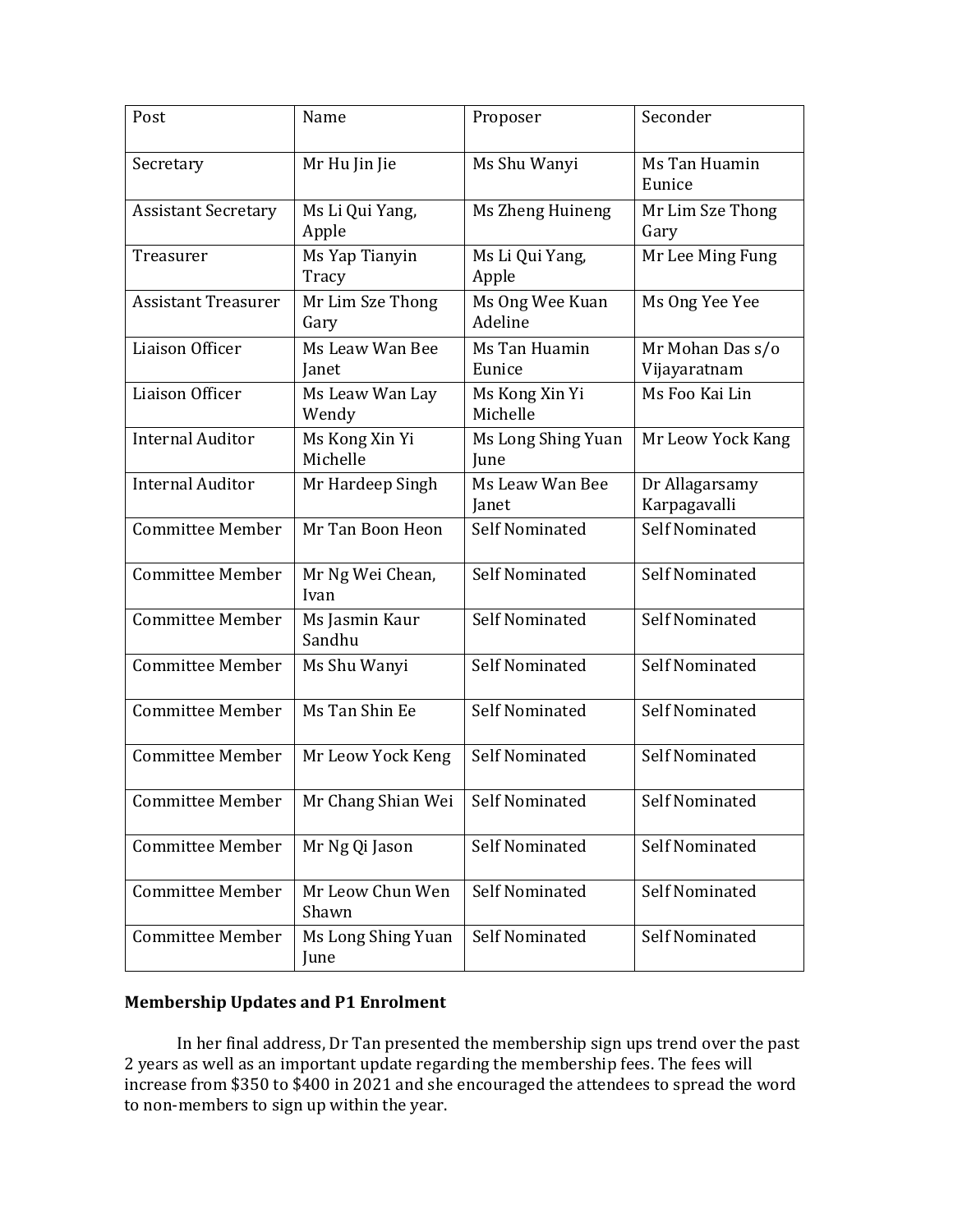| Post | Name | Proposer | Seconder |
| --- | --- | --- | --- |
| Secretary | Mr Hu Jin Jie | Ms Shu Wanyi | Ms Tan Huamin Eunice |
| Assistant Secretary | Ms Li Qui Yang, Apple | Ms Zheng Huineng | Mr Lim Sze Thong Gary |
| Treasurer | Ms Yap Tianyin Tracy | Ms Li Qui Yang, Apple | Mr Lee Ming Fung |
| Assistant Treasurer | Mr Lim Sze Thong Gary | Ms Ong Wee Kuan Adeline | Ms Ong Yee Yee |
| Liaison Officer | Ms Leaw Wan Bee Janet | Ms Tan Huamin Eunice | Mr Mohan Das s/o Vijayaratnam |
| Liaison Officer | Ms Leaw Wan Lay Wendy | Ms Kong Xin Yi Michelle | Ms Foo Kai Lin |
| Internal Auditor | Ms Kong Xin Yi Michelle | Ms Long Shing Yuan June | Mr Leow Yock Kang |
| Internal Auditor | Mr Hardeep Singh | Ms Leaw Wan Bee Janet | Dr Allagarsamy Karpagavalli |
| Committee Member | Mr Tan Boon Heon | Self Nominated | Self Nominated |
| Committee Member | Mr Ng Wei Chean, Ivan | Self Nominated | Self Nominated |
| Committee Member | Ms Jasmin Kaur Sandhu | Self Nominated | Self Nominated |
| Committee Member | Ms Shu Wanyi | Self Nominated | Self Nominated |
| Committee Member | Ms Tan Shin Ee | Self Nominated | Self Nominated |
| Committee Member | Mr Leow Yock Keng | Self Nominated | Self Nominated |
| Committee Member | Mr Chang Shian Wei | Self Nominated | Self Nominated |
| Committee Member | Mr Ng Qi Jason | Self Nominated | Self Nominated |
| Committee Member | Mr Leow Chun Wen Shawn | Self Nominated | Self Nominated |
| Committee Member | Ms Long Shing Yuan June | Self Nominated | Self Nominated |

**Membership Updates and P1 Enrolment**

In her final address, Dr Tan presented the membership sign ups trend over the past 2 years as well as an important update regarding the membership fees. The fees will increase from $350 to $400 in 2021 and she encouraged the attendees to spread the word to non-members to sign up within the year.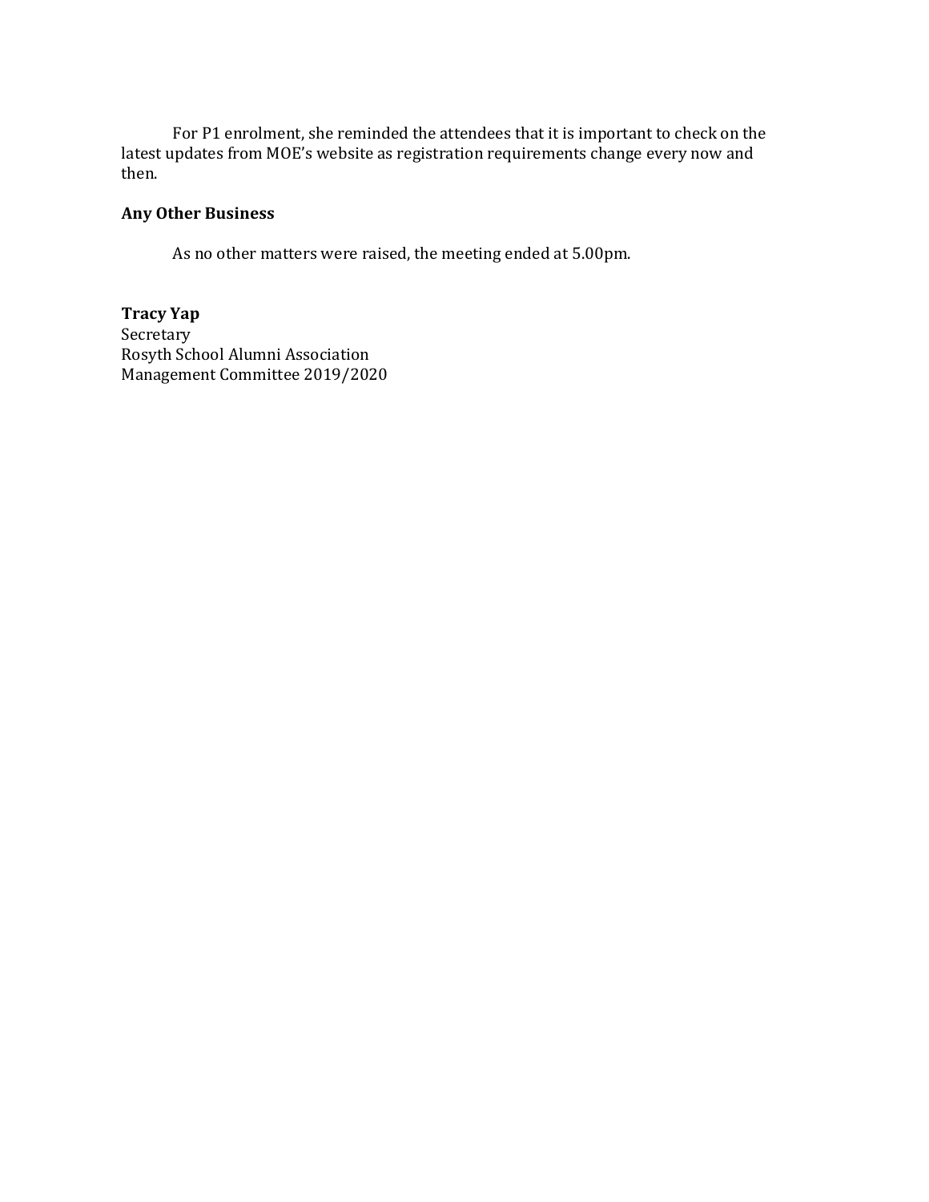For P1 enrolment, she reminded the attendees that it is important to check on the latest updates from MOE's website as registration requirements change every now and then.

**Any Other Business**

As no other matters were raised, the meeting ended at 5.00pm.

**Tracy Yap**
Secretary
Rosyth School Alumni Association
Management Committee 2019/2020